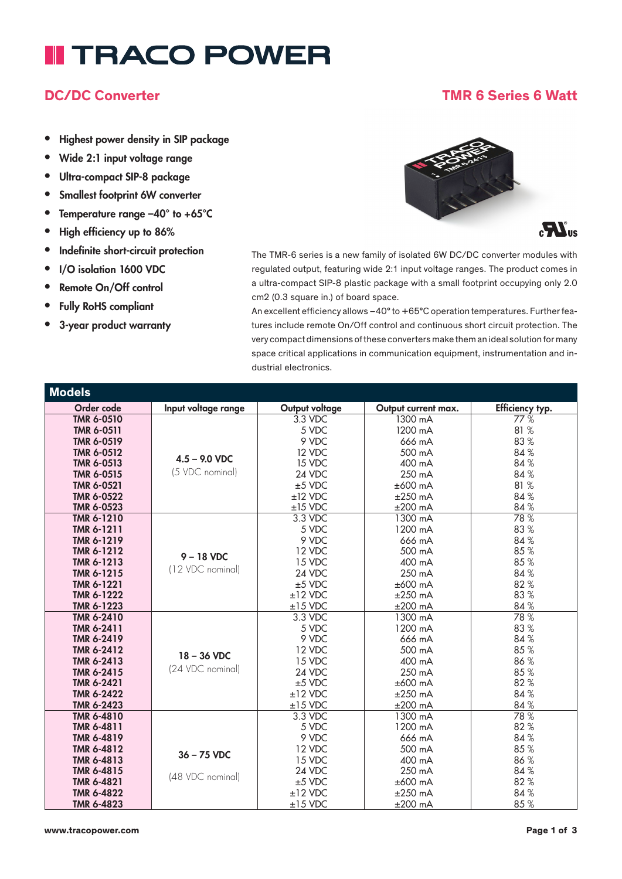# TRACO POWER

## DC/DC Converter

## TMR 6 Series 6 Watt

- Highest power density in SIP package
- Wide 2:1 input voltage range
- Ultra-compact SIP-8 package
- Smallest footprint 6W converter
- Temperature range –40° to +65°C
- High efficiency up to 86%
- Indefinite short-circuit protection
- I/O isolation 1600 VDC
- Remote On/Off control
- Fully RoHS compliant
- 3-year product warranty

The TMR-6 series is a new family of isolated 6W DC/DC converter modules with regulated output, featuring wide 2:1 input voltage ranges. The product comes in a ultra-compact SIP-8 plastic package with a small footprint occupying only 2.0 cm2 (0.3 square in.) of board space.

An excellent efficiency allows –40° to +65°C operation temperatures. Further features include remote On/Off control and continuous short circuit protection. The very compact dimensions of these converters make them an ideal solution for many space critical applications in communication equipment, instrumentation and industrial electronics.

### Models

| Order code | Input voltage range | Output voltage | Output current max. | Efficiency typ. |
|---|---|---|---|---|
| **TMR 6-0510** | **4.5 – 9.0 VDC** (5 VDC nominal) | 3.3 VDC | 1300 mA | 77 % |
| **TMR 6-0511** | | 5 VDC | 1200 mA | 81 % |
| **TMR 6-0519** | | 9 VDC | 666 mA | 83 % |
| **TMR 6-0512** | | 12 VDC | 500 mA | 84 % |
| **TMR 6-0513** | | 15 VDC | 400 mA | 84 % |
| **TMR 6-0515** | | 24 VDC | 250 mA | 84 % |
| **TMR 6-0521** | | ±5 VDC | ±600 mA | 81 % |
| **TMR 6-0522** | | ±12 VDC | ±250 mA | 84 % |
| **TMR 6-0523** | | ±15 VDC | ±200 mA | 84 % |
| **TMR 6-1210** | **9 – 18 VDC** (12 VDC nominal) | 3.3 VDC | 1300 mA | 78 % |
| **TMR 6-1211** | | 5 VDC | 1200 mA | 83 % |
| **TMR 6-1219** | | 9 VDC | 666 mA | 84 % |
| **TMR 6-1212** | | 12 VDC | 500 mA | 85 % |
| **TMR 6-1213** | | 15 VDC | 400 mA | 85 % |
| **TMR 6-1215** | | 24 VDC | 250 mA | 84 % |
| **TMR 6-1221** | | ±5 VDC | ±600 mA | 82 % |
| **TMR 6-1222** | | ±12 VDC | ±250 mA | 83 % |
| **TMR 6-1223** | | ±15 VDC | ±200 mA | 84 % |
| **TMR 6-2410** | **18 – 36 VDC** (24 VDC nominal) | 3.3 VDC | 1300 mA | 78 % |
| **TMR 6-2411** | | 5 VDC | 1200 mA | 83 % |
| **TMR 6-2419** | | 9 VDC | 666 mA | 84 % |
| **TMR 6-2412** | | 12 VDC | 500 mA | 85 % |
| **TMR 6-2413** | | 15 VDC | 400 mA | 86 % |
| **TMR 6-2415** | | 24 VDC | 250 mA | 85 % |
| **TMR 6-2421** | | ±5 VDC | ±600 mA | 82 % |
| **TMR 6-2422** | | ±12 VDC | ±250 mA | 84 % |
| **TMR 6-2423** | | ±15 VDC | ±200 mA | 84 % |
| **TMR 6-4810** | **36 – 75 VDC** (48 VDC nominal) | 3.3 VDC | 1300 mA | 78 % |
| **TMR 6-4811** | | 5 VDC | 1200 mA | 82 % |
| **TMR 6-4819** | | 9 VDC | 666 mA | 84 % |
| **TMR 6-4812** | | 12 VDC | 500 mA | 85 % |
| **TMR 6-4813** | | 15 VDC | 400 mA | 86 % |
| **TMR 6-4815** | | 24 VDC | 250 mA | 84 % |
| **TMR 6-4821** | | ±5 VDC | ±600 mA | 82 % |
| **TMR 6-4822** | | ±12 VDC | ±250 mA | 84 % |
| **TMR 6-4823** | | ±15 VDC | ±200 mA | 85 % |

www.tracopower.com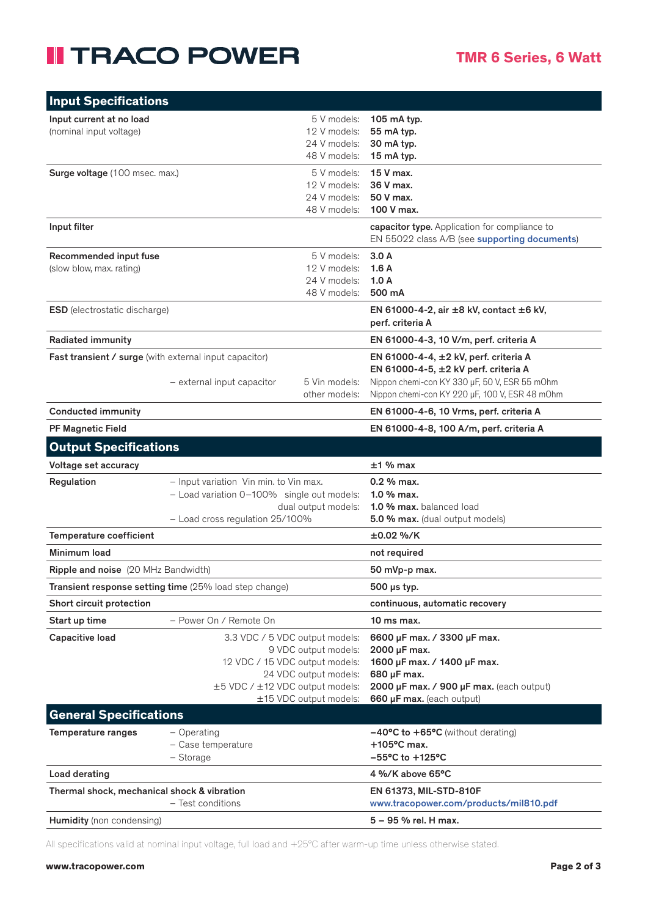## Input Specifications

| Parameter | Condition | Value |
|---|---|---|
| **Input current at no load** (nominal input voltage) | 5 V models:<br>12 V models:<br>24 V models:<br>48 V models: | **105 mA typ.**<br>**55 mA typ.**<br>**30 mA typ.**<br>**15 mA typ.** |
| **Surge voltage** (100 msec. max.) | 5 V models:<br>12 V models:<br>24 V models:<br>48 V models: | **15 V max.**<br>**36 V max.**<br>**50 V max.**<br>**100 V max.** |
| **Input filter** | | **capacitor type**. Application for compliance to EN 55022 class A/B (see supporting documents) |
| **Recommended input fuse** (slow blow, max. rating) | 5 V models:<br>12 V models:<br>24 V models:<br>48 V models: | **3.0 A**<br>**1.6 A**<br>**1.0 A**<br>**500 mA** |
| **ESD** (electrostatic discharge) | | **EN 61000-4-2, air ±8 kV, contact ±6 kV, perf. criteria A** |
| **Radiated immunity** | | **EN 61000-4-3, 10 V/m, perf. criteria A** |
| **Fast transient / surge** (with external input capacitor) | | **EN 61000-4-4, ±2 kV, perf. criteria A**<br>**EN 61000-4-5, ±2 kV perf. criteria A** |
| – external input capacitor | 5 Vin models:<br>other models: | Nippon chemi-con KY 330 µF, 50 V, ESR 55 mOhm<br>Nippon chemi-con KY 220 µF, 100 V, ESR 48 mOhm |
| **Conducted immunity** | | **EN 61000-4-6, 10 Vrms, perf. criteria A** |
| **PF Magnetic Field** | | **EN 61000-4-8, 100 A/m, perf. criteria A** |

## Output Specifications

| Parameter | Condition | Value |
|---|---|---|
| **Voltage set accuracy** | | **±1 % max** |
| **Regulation** | – Input variation Vin min. to Vin max.<br>– Load variation 0–100% single out models:<br>dual output models:<br>– Load cross regulation 25/100% | **0.2 % max.**<br>**1.0 % max.**<br>**1.0 % max.** balanced load<br>**5.0 % max.** (dual output models) |
| **Temperature coefficient** | | **±0.02 %/K** |
| **Minimum load** | | **not required** |
| **Ripple and noise** (20 MHz Bandwidth) | | **50 mVp-p max.** |
| **Transient response setting time** (25% load step change) | | **500 µs typ.** |
| **Short circuit protection** | | **continuous, automatic recovery** |
| **Start up time** | – Power On / Remote On | **10 ms max.** |
| **Capacitive load** | 3.3 VDC / 5 VDC output models:<br>9 VDC output models:<br>12 VDC / 15 VDC output models:<br>24 VDC output models:<br>±5 VDC / ±12 VDC output models:<br>±15 VDC output models: | **6600 µF max. / 3300 µF max.**<br>**2000 µF max.**<br>**1600 µF max. / 1400 µF max.**<br>**680 µF max.**<br>**2000 µF max. / 900 µF max.** (each output)<br>**660 µF max.** (each output) |

## General Specifications

| Parameter | Condition | Value |
|---|---|---|
| **Temperature ranges** | – Operating<br>– Case temperature<br>– Storage | **–40°C to +65°C** (without derating)<br>**+105°C max.**<br>**–55°C to +125°C** |
| **Load derating** | | **4 %/K above 65°C** |
| **Thermal shock, mechanical shock & vibration** | – Test conditions | **EN 61373, MIL-STD-810F**<br>www.tracopower.com/products/mil810.pdf |
| **Humidity** (non condensing) | | **5 – 95 % rel. H max.** |

All specifications valid at nominal input voltage, full load and +25°C after warm-up time unless otherwise stated.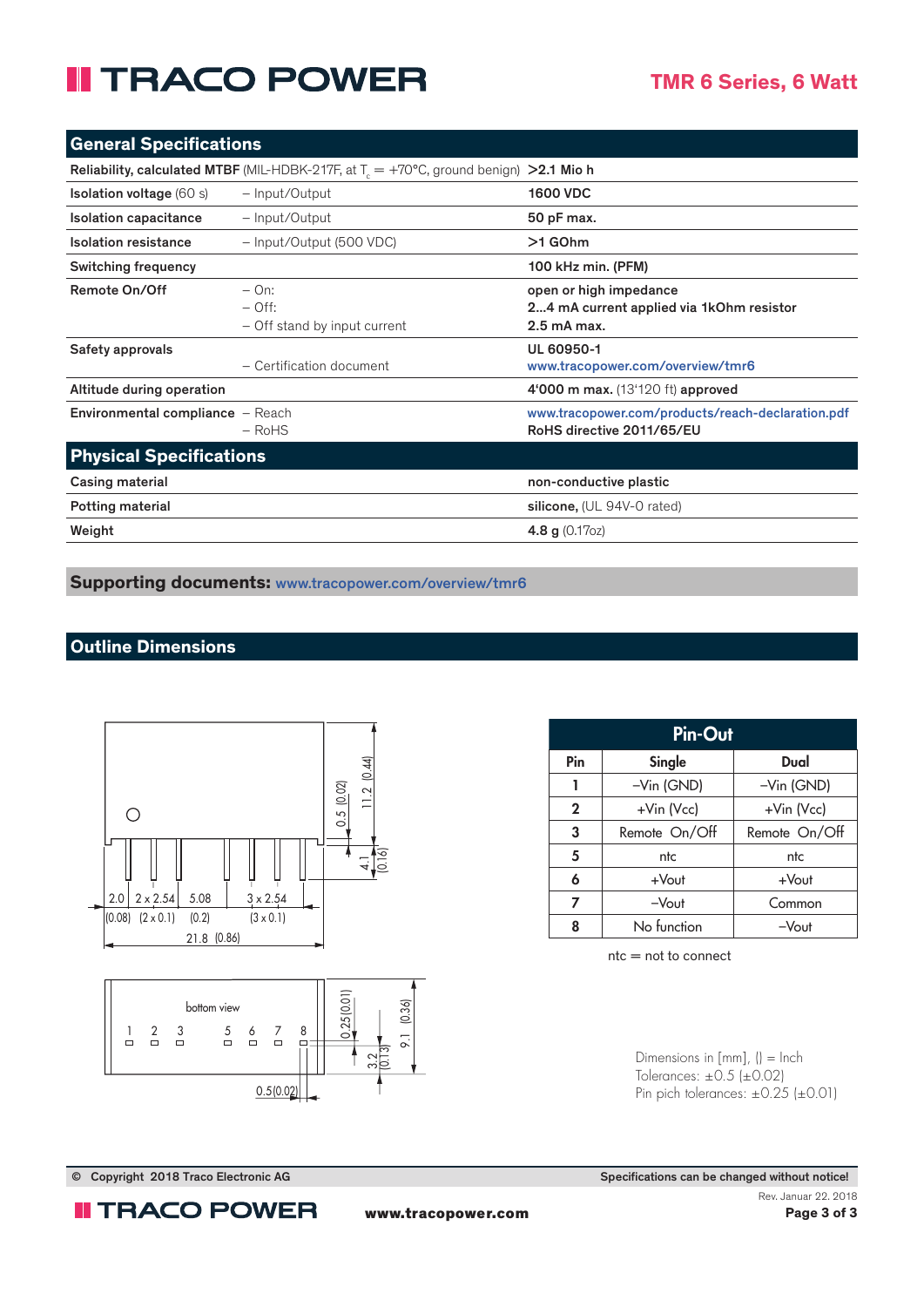## General Specifications

| | | |
|---|---|---|
| **Reliability, calculated MTBF** (MIL-HDBK-217F, at $T_c$ = +70°C, ground benign) | | **>2.1 Mio h** |
| **Isolation voltage** (60 s) | – Input/Output | **1600 VDC** |
| **Isolation capacitance** | – Input/Output | **50 pF max.** |
| **Isolation resistance** | – Input/Output (500 VDC) | **>1 GOhm** |
| **Switching frequency** | | **100 kHz min. (PFM)** |
| **Remote On/Off** | – On:<br>– Off:<br>– Off stand by input current | **open or high impedance**<br>**2...4 mA current applied via 1kOhm resistor**<br>**2.5 mA max.** |
| **Safety approvals** | – Certification document | **UL 60950-1**<br>www.tracopower.com/overview/tmr6 |
| **Altitude during operation** | | **4'000 m max.** (13'120 ft) **approved** |
| **Environmental compliance** | – Reach<br>– RoHS | www.tracopower.com/products/reach-declaration.pdf<br>**RoHS directive 2011/65/EU** |

## Physical Specifications

| | |
|---|---|
| **Casing material** | **non-conductive plastic** |
| **Potting material** | **silicone,** (UL 94V-0 rated) |
| **Weight** | **4.8 g** (0.17oz) |

**Supporting documents:** www.tracopower.com/overview/tmr6

## Outline Dimensions

2.0 (0.08)
2 x 2.54 (2 x 0.1)
5.08 (0.2)
3 x 2.54 (3 x 0.1)
21.8 (0.86)
0.5 (0.02)
11.2 (0.44)
4.1 (0.16)

bottom view
1 2 3 5 6 7 8
0.25 (0.01)
9.1 (0.36)
3.2 (0.13)
0.5 (0.02)

| Pin | Single | Dual |
|---|---|---|
| 1 | –Vin (GND) | –Vin (GND) |
| 2 | +Vin (Vcc) | +Vin (Vcc) |
| 3 | Remote On/Off | Remote On/Off |
| 5 | ntc | ntc |
| 6 | +Vout | +Vout |
| 7 | –Vout | Common |
| 8 | No function | –Vout |

ntc = not to connect

Dimensions in [mm], () = Inch
Tolerances: ±0.5 (±0.02)
Pin pich tolerances: ±0.25 (±0.01)

© Copyright 2018 Traco Electronic AG

Specifications can be changed without notice!

Rev. Januar 22. 2018